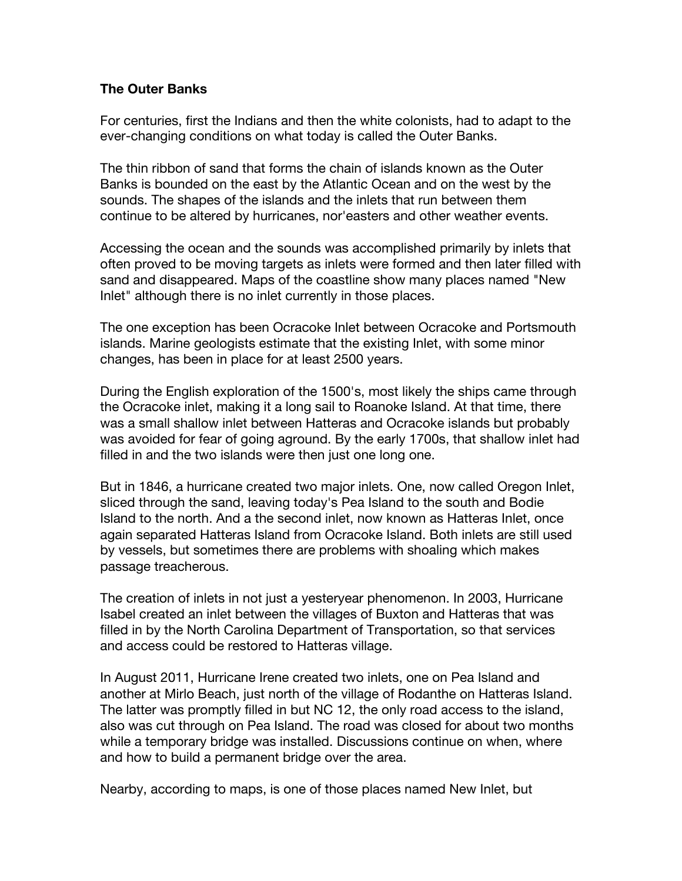**The Outer Banks**

For centuries, first the Indians and then the white colonists, had to adapt to the ever-changing conditions on what today is called the Outer Banks.

The thin ribbon of sand that forms the chain of islands known as the Outer Banks is bounded on the east by the Atlantic Ocean and on the west by the sounds. The shapes of the islands and the inlets that run between them continue to be altered by hurricanes, nor'easters and other weather events.

Accessing the ocean and the sounds was accomplished primarily by inlets that often proved to be moving targets as inlets were formed and then later filled with sand and disappeared. Maps of the coastline show many places named "New Inlet" although there is no inlet currently in those places.

The one exception has been Ocracoke Inlet between Ocracoke and Portsmouth islands. Marine geologists estimate that the existing Inlet, with some minor changes, has been in place for at least 2500 years.

During the English exploration of the 1500's, most likely the ships came through the Ocracoke inlet, making it a long sail to Roanoke Island. At that time, there was a small shallow inlet between Hatteras and Ocracoke islands but probably was avoided for fear of going aground. By the early 1700s, that shallow inlet had filled in and the two islands were then just one long one.

But in 1846, a hurricane created two major inlets. One, now called Oregon Inlet, sliced through the sand, leaving today's Pea Island to the south and Bodie Island to the north. And a the second inlet, now known as Hatteras Inlet, once again separated Hatteras Island from Ocracoke Island. Both inlets are still used by vessels, but sometimes there are problems with shoaling which makes passage treacherous.

The creation of inlets in not just a yesteryear phenomenon. In 2003, Hurricane Isabel created an inlet between the villages of Buxton and Hatteras that was filled in by the North Carolina Department of Transportation, so that services and access could be restored to Hatteras village.

In August 2011, Hurricane Irene created two inlets, one on Pea Island and another at Mirlo Beach, just north of the village of Rodanthe on Hatteras Island. The latter was promptly filled in but NC 12, the only road access to the island, also was cut through on Pea Island. The road was closed for about two months while a temporary bridge was installed. Discussions continue on when, where and how to build a permanent bridge over the area.

Nearby, according to maps, is one of those places named New Inlet, but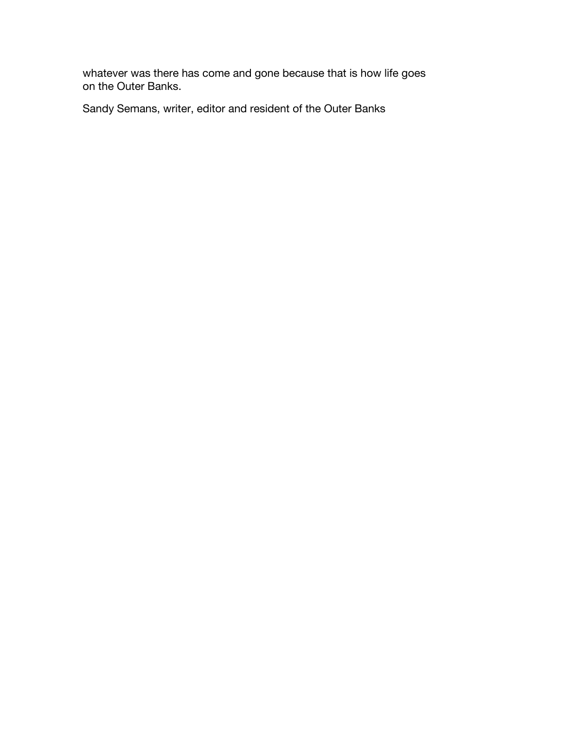whatever was there has come and gone because that is how life goes on the Outer Banks.

Sandy Semans, writer, editor and resident of the Outer Banks